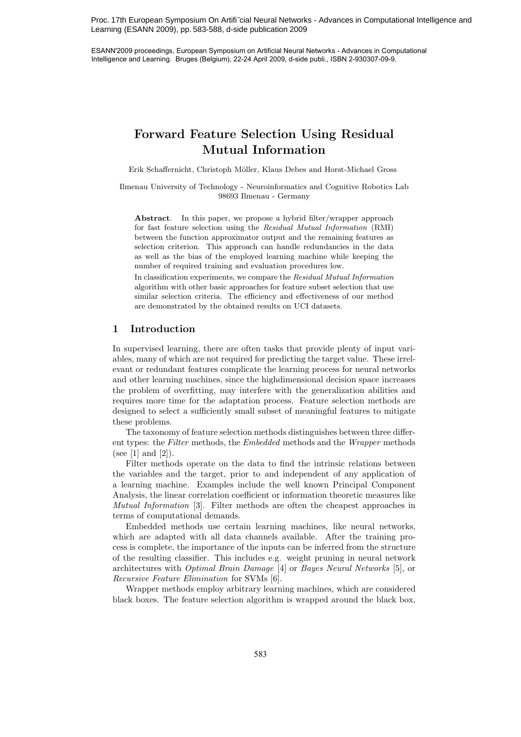# Forward Feature Selection Using Residual Mutual Information

Erik Schaffernicht, Christoph Möller, Klaus Debes and Horst-Michael Gross

Ilmenau University of Technology - Neuroinformatics and Cognitive Robotics Lab
98693 Ilmenau - Germany

**Abstract**. In this paper, we propose a hybrid filter/wrapper approach for fast feature selection using the *Residual Mutual Information* (RMI) between the function approximator output and the remaining features as selection criterion. This approach can handle redundancies in the data as well as the bias of the employed learning machine while keeping the number of required training and evaluation procedures low.

In classification experiments, we compare the *Residual Mutual Information* algorithm with other basic approaches for feature subset selection that use similar selection criteria. The efficiency and effectiveness of our method are demonstrated by the obtained results on UCI datasets.

## 1 Introduction

In supervised learning, there are often tasks that provide plenty of input variables, many of which are not required for predicting the target value. These irrelevant or redundant features complicate the learning process for neural networks and other learning machines, since the highdimensional decision space increases the problem of overfitting, may interfere with the generalization abilities and requires more time for the adaptation process. Feature selection methods are designed to select a sufficiently small subset of meaningful features to mitigate these problems.

The taxonomy of feature selection methods distinguishes between three different types: the *Filter* methods, the *Embedded* methods and the *Wrapper* methods (see [1] and [2]).

Filter methods operate on the data to find the intrinsic relations between the variables and the target, prior to and independent of any application of a learning machine. Examples include the well known Principal Component Analysis, the linear correlation coefficient or information theoretic measures like *Mutual Information* [3]. Filter methods are often the cheapest approaches in terms of computational demands.

Embedded methods use certain learning machines, like neural networks, which are adapted with all data channels available. After the training process is complete, the importance of the inputs can be inferred from the structure of the resulting classifier. This includes e.g. weight pruning in neural network architectures with *Optimal Brain Damage* [4] or *Bayes Neural Networks* [5], or *Recursive Feature Elimination* for SVMs [6].

Wrapper methods employ arbitrary learning machines, which are considered black boxes. The feature selection algorithm is wrapped around the black box,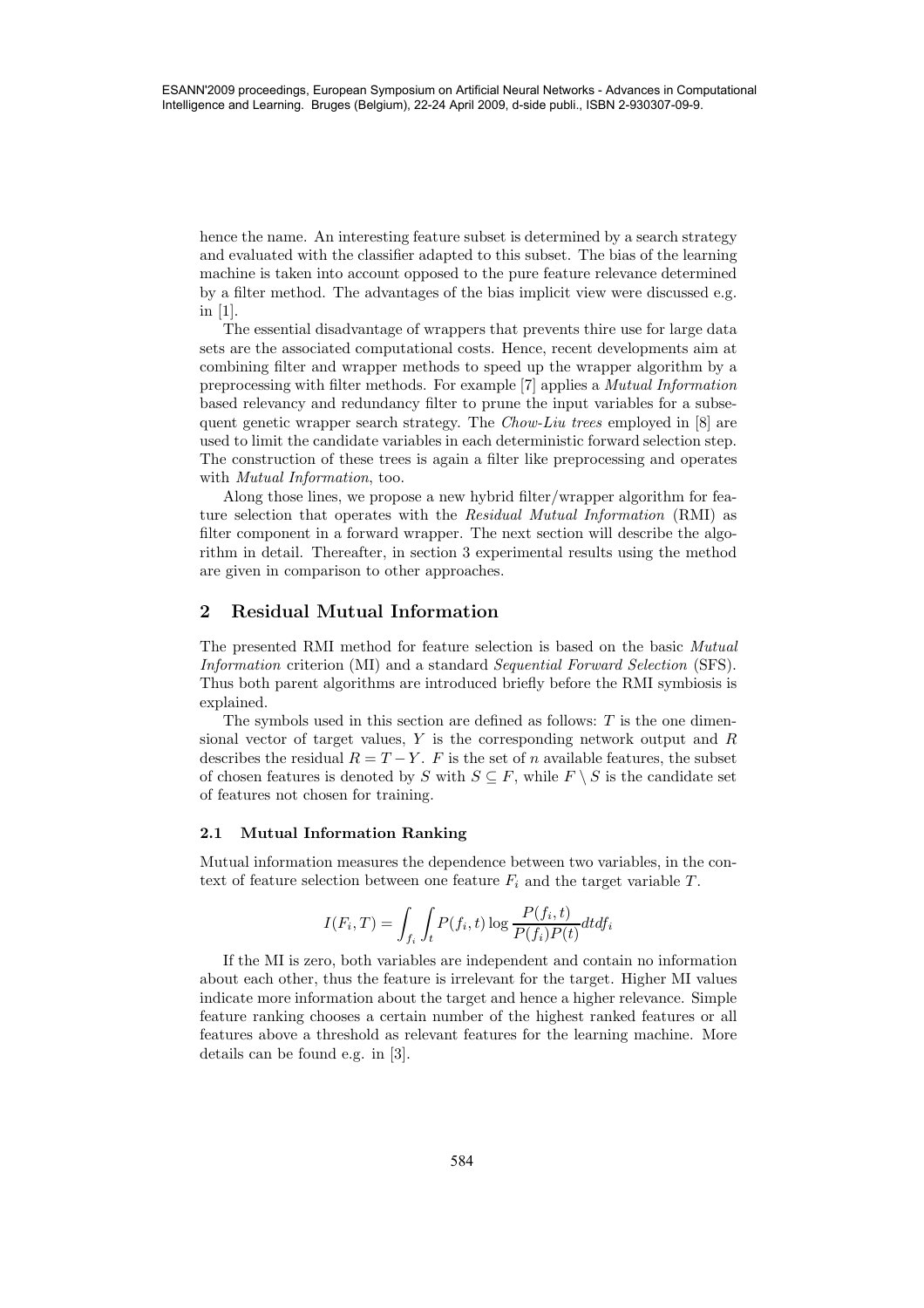hence the name. An interesting feature subset is determined by a search strategy and evaluated with the classifier adapted to this subset. The bias of the learning machine is taken into account opposed to the pure feature relevance determined by a filter method. The advantages of the bias implicit view were discussed e.g. in [1].

The essential disadvantage of wrappers that prevents thire use for large data sets are the associated computational costs. Hence, recent developments aim at combining filter and wrapper methods to speed up the wrapper algorithm by a preprocessing with filter methods. For example [7] applies a *Mutual Information* based relevancy and redundancy filter to prune the input variables for a subsequent genetic wrapper search strategy. The *Chow-Liu trees* employed in [8] are used to limit the candidate variables in each deterministic forward selection step. The construction of these trees is again a filter like preprocessing and operates with *Mutual Information*, too.

Along those lines, we propose a new hybrid filter/wrapper algorithm for feature selection that operates with the *Residual Mutual Information* (RMI) as filter component in a forward wrapper. The next section will describe the algorithm in detail. Thereafter, in section 3 experimental results using the method are given in comparison to other approaches.

## 2 Residual Mutual Information

The presented RMI method for feature selection is based on the basic *Mutual Information* criterion (MI) and a standard *Sequential Forward Selection* (SFS). Thus both parent algorithms are introduced briefly before the RMI symbiosis is explained.

The symbols used in this section are defined as follows: $T$ is the one dimensional vector of target values, $Y$ is the corresponding network output and $R$ describes the residual $R = T - Y$. $F$ is the set of $n$ available features, the subset of chosen features is denoted by $S$ with $S \subseteq F$, while $F \setminus S$ is the candidate set of features not chosen for training.

### 2.1 Mutual Information Ranking

Mutual information measures the dependence between two variables, in the context of feature selection between one feature $F_i$ and the target variable $T$.

$$I(F_i, T) = \int_{f_i} \int_{t} P(f_i, t) \log \frac{P(f_i, t)}{P(f_i)P(t)} dt df_i$$

If the MI is zero, both variables are independent and contain no information about each other, thus the feature is irrelevant for the target. Higher MI values indicate more information about the target and hence a higher relevance. Simple feature ranking chooses a certain number of the highest ranked features or all features above a threshold as relevant features for the learning machine. More details can be found e.g. in [3].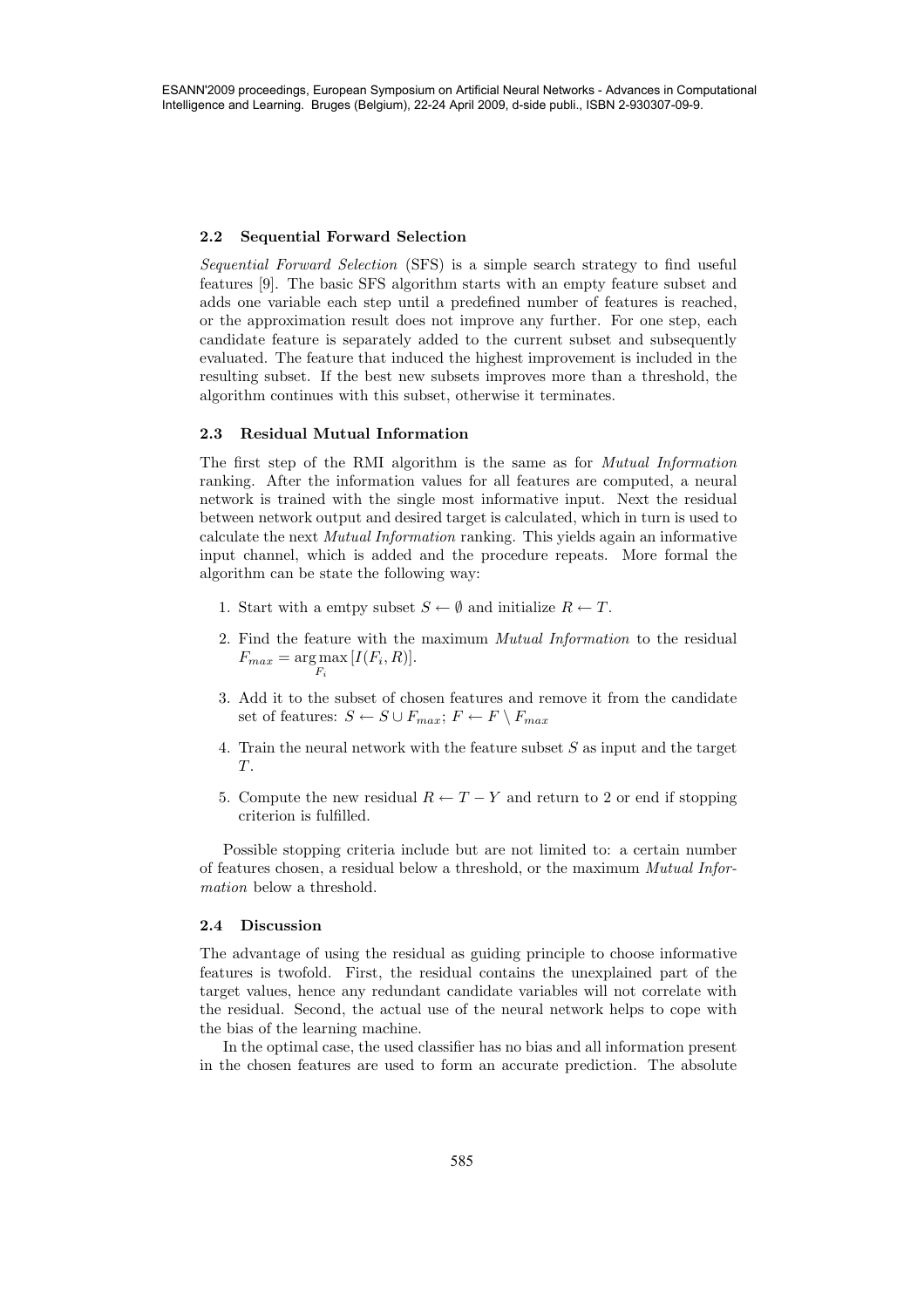### 2.2 Sequential Forward Selection

*Sequential Forward Selection* (SFS) is a simple search strategy to find useful features [9]. The basic SFS algorithm starts with an empty feature subset and adds one variable each step until a predefined number of features is reached, or the approximation result does not improve any further. For one step, each candidate feature is separately added to the current subset and subsequently evaluated. The feature that induced the highest improvement is included in the resulting subset. If the best new subsets improves more than a threshold, the algorithm continues with this subset, otherwise it terminates.

### 2.3 Residual Mutual Information

The first step of the RMI algorithm is the same as for *Mutual Information* ranking. After the information values for all features are computed, a neural network is trained with the single most informative input. Next the residual between network output and desired target is calculated, which in turn is used to calculate the next *Mutual Information* ranking. This yields again an informative input channel, which is added and the procedure repeats. More formal the algorithm can be state the following way:

1. Start with a emtpy subset $S \leftarrow \emptyset$ and initialize $R \leftarrow T$.
2. Find the feature with the maximum *Mutual Information* to the residual $F_{max} = \arg\max_{F_i} [I(F_i, R)]$.
3. Add it to the subset of chosen features and remove it from the candidate set of features: $S \leftarrow S \cup F_{max}$; $F \leftarrow F \setminus F_{max}$
4. Train the neural network with the feature subset $S$ as input and the target $T$.
5. Compute the new residual $R \leftarrow T - Y$ and return to 2 or end if stopping criterion is fulfilled.

Possible stopping criteria include but are not limited to: a certain number of features chosen, a residual below a threshold, or the maximum *Mutual Information* below a threshold.

### 2.4 Discussion

The advantage of using the residual as guiding principle to choose informative features is twofold. First, the residual contains the unexplained part of the target values, hence any redundant candidate variables will not correlate with the residual. Second, the actual use of the neural network helps to cope with the bias of the learning machine.

In the optimal case, the used classifier has no bias and all information present in the chosen features are used to form an accurate prediction. The absolute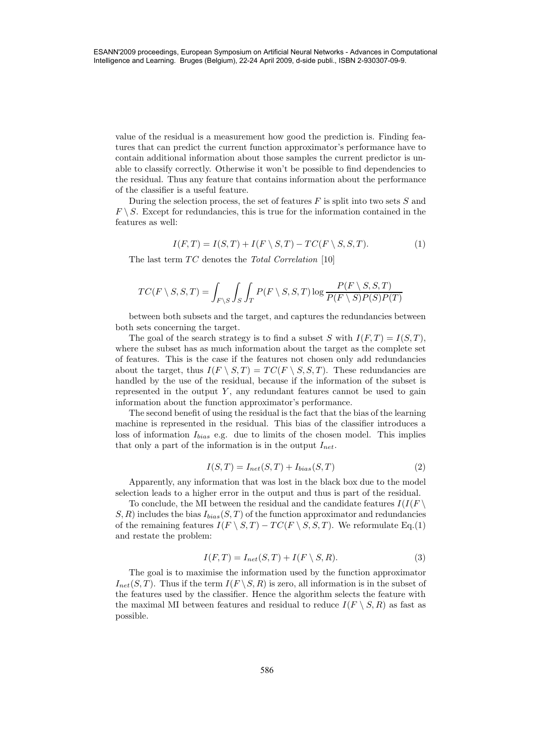value of the residual is a measurement how good the prediction is. Finding features that can predict the current function approximator's performance have to contain additional information about those samples the current predictor is unable to classify correctly. Otherwise it won't be possible to find dependencies to the residual. Thus any feature that contains information about the performance of the classifier is a useful feature.

During the selection process, the set of features $F$ is split into two sets $S$ and $F \setminus S$. Except for redundancies, this is true for the information contained in the features as well:

$$I(F, T) = I(S, T) + I(F \setminus S, T) - TC(F \setminus S, S, T). \tag{1}$$

The last term $TC$ denotes the *Total Correlation* [10]

$$TC(F \setminus S, S, T) = \int_{F \setminus S} \int_{S} \int_{T} P(F \setminus S, S, T) \log \frac{P(F \setminus S, S, T)}{P(F \setminus S) P(S) P(T)}$$

between both subsets and the target, and captures the redundancies between both sets concerning the target.

The goal of the search strategy is to find a subset $S$ with $I(F, T) = I(S, T)$, where the subset has as much information about the target as the complete set of features. This is the case if the features not chosen only add redundancies about the target, thus $I(F \setminus S, T) = TC(F \setminus S, S, T)$. These redundancies are handled by the use of the residual, because if the information of the subset is represented in the output $Y$, any redundant features cannot be used to gain information about the function approximator's performance.

The second benefit of using the residual is the fact that the bias of the learning machine is represented in the residual. This bias of the classifier introduces a loss of information $I_{bias}$ e.g. due to limits of the chosen model. This implies that only a part of the information is in the output $I_{net}$.

$$I(S, T) = I_{net}(S, T) + I_{bias}(S, T) \tag{2}$$

Apparently, any information that was lost in the black box due to the model selection leads to a higher error in the output and thus is part of the residual.

To conclude, the MI between the residual and the candidate features $I(I(F \setminus S, R)$ includes the bias $I_{bias}(S, T)$ of the function approximator and redundancies of the remaining features $I(F \setminus S, T) - TC(F \setminus S, S, T)$. We reformulate Eq.(1) and restate the problem:

$$I(F, T) = I_{net}(S, T) + I(F \setminus S, R). \tag{3}$$

The goal is to maximise the information used by the function approximator $I_{net}(S, T)$. Thus if the term $I(F \setminus S, R)$ is zero, all information is in the subset of the features used by the classifier. Hence the algorithm selects the feature with the maximal MI between features and residual to reduce $I(F \setminus S, R)$ as fast as possible.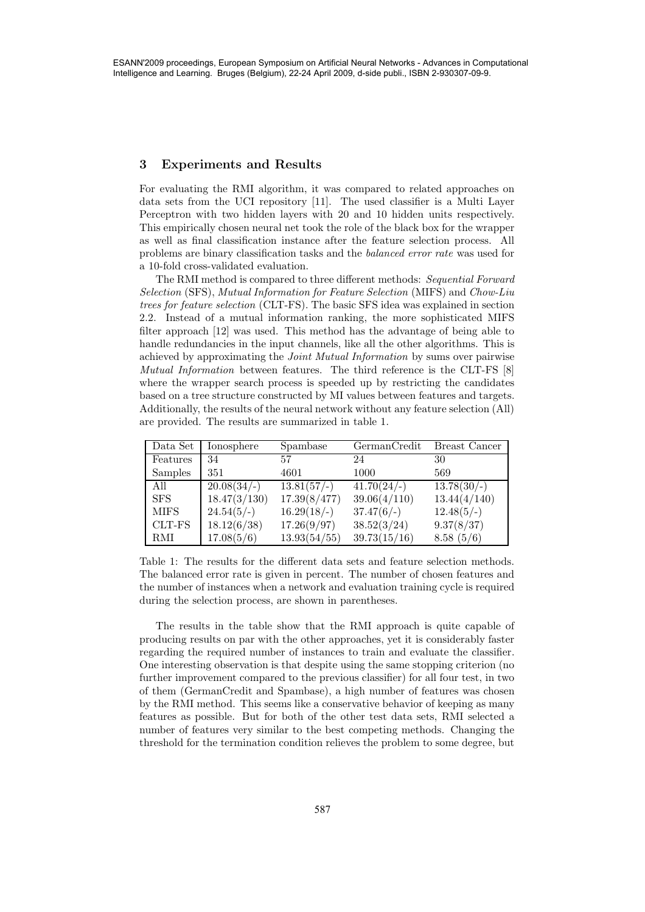## 3 Experiments and Results

For evaluating the RMI algorithm, it was compared to related approaches on data sets from the UCI repository [11]. The used classifier is a Multi Layer Perceptron with two hidden layers with 20 and 10 hidden units respectively. This empirically chosen neural net took the role of the black box for the wrapper as well as final classification instance after the feature selection process. All problems are binary classification tasks and the *balanced error rate* was used for a 10-fold cross-validated evaluation.

The RMI method is compared to three different methods: *Sequential Forward Selection* (SFS), *Mutual Information for Feature Selection* (MIFS) and *Chow-Liu trees for feature selection* (CLT-FS). The basic SFS idea was explained in section 2.2. Instead of a mutual information ranking, the more sophisticated MIFS filter approach [12] was used. This method has the advantage of being able to handle redundancies in the input channels, like all the other algorithms. This is achieved by approximating the *Joint Mutual Information* by sums over pairwise *Mutual Information* between features. The third reference is the CLT-FS [8] where the wrapper search process is speeded up by restricting the candidates based on a tree structure constructed by MI values between features and targets. Additionally, the results of the neural network without any feature selection (All) are provided. The results are summarized in table 1.

| Data Set | Ionosphere | Spambase | GermanCredit | Breast Cancer |
|---|---|---|---|---|
| Features | 34 | 57 | 24 | 30 |
| Samples | 351 | 4601 | 1000 | 569 |
| All | 20.08(34/-) | 13.81(57/-) | 41.70(24/-) | 13.78(30/-) |
| SFS | 18.47(3/130) | 17.39(8/477) | 39.06(4/110) | 13.44(4/140) |
| MIFS | 24.54(5/-) | 16.29(18/-) | 37.47(6/-) | 12.48(5/-) |
| CLT-FS | 18.12(6/38) | 17.26(9/97) | 38.52(3/24) | 9.37(8/37) |
| RMI | 17.08(5/6) | 13.93(54/55) | 39.73(15/16) | 8.58 (5/6) |

Table 1: The results for the different data sets and feature selection methods. The balanced error rate is given in percent. The number of chosen features and the number of instances when a network and evaluation training cycle is required during the selection process, are shown in parentheses.

The results in the table show that the RMI approach is quite capable of producing results on par with the other approaches, yet it is considerably faster regarding the required number of instances to train and evaluate the classifier. One interesting observation is that despite using the same stopping criterion (no further improvement compared to the previous classifier) for all four test, in two of them (GermanCredit and Spambase), a high number of features was chosen by the RMI method. This seems like a conservative behavior of keeping as many features as possible. But for both of the other test data sets, RMI selected a number of features very similar to the best competing methods. Changing the threshold for the termination condition relieves the problem to some degree, but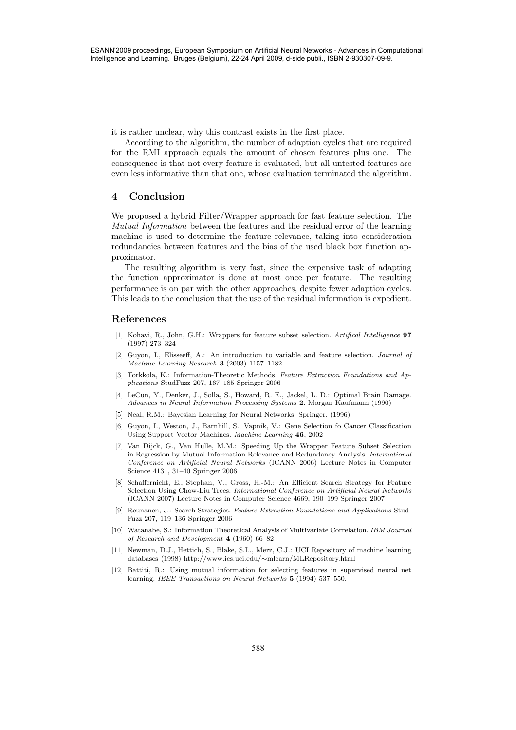it is rather unclear, why this contrast exists in the first place.

According to the algorithm, the number of adaption cycles that are required for the RMI approach equals the amount of chosen features plus one. The consequence is that not every feature is evaluated, but all untested features are even less informative than that one, whose evaluation terminated the algorithm.

## 4 Conclusion

We proposed a hybrid Filter/Wrapper approach for fast feature selection. The *Mutual Information* between the features and the residual error of the learning machine is used to determine the feature relevance, taking into consideration redundancies between features and the bias of the used black box function approximator.

The resulting algorithm is very fast, since the expensive task of adapting the function approximator is done at most once per feature. The resulting performance is on par with the other approaches, despite fewer adaption cycles. This leads to the conclusion that the use of the residual information is expedient.

## References

[1] Kohavi, R., John, G.H.: Wrappers for feature subset selection. *Artifical Intelligence* **97** (1997) 273–324

[2] Guyon, I., Elisseeff, A.: An introduction to variable and feature selection. *Journal of Machine Learning Research* **3** (2003) 1157–1182

[3] Torkkola, K.: Information-Theoretic Methods. *Feature Extraction Foundations and Applications* StudFuzz 207, 167–185 Springer 2006

[4] LeCun, Y., Denker, J., Solla, S., Howard, R. E., Jackel, L. D.: Optimal Brain Damage. *Advances in Neural Information Processing Systems* **2**. Morgan Kaufmann (1990)

[5] Neal, R.M.: Bayesian Learning for Neural Networks. Springer. (1996)

[6] Guyon, I., Weston, J., Barnhill, S., Vapnik, V.: Gene Selection fo Cancer Classification Using Support Vector Machines. *Machine Learning* **46**, 2002

[7] Van Dijck, G., Van Hulle, M.M.: Speeding Up the Wrapper Feature Subset Selection in Regression by Mutual Information Relevance and Redundancy Analysis. *International Conference on Artificial Neural Networks* (ICANN 2006) Lecture Notes in Computer Science 4131, 31–40 Springer 2006

[8] Schaffernicht, E., Stephan, V., Gross, H.-M.: An Efficient Search Strategy for Feature Selection Using Chow-Liu Trees. *International Conference on Artificial Neural Networks* (ICANN 2007) Lecture Notes in Computer Science 4669, 190–199 Springer 2007

[9] Reunanen, J.: Search Strategies. *Feature Extraction Foundations and Applications* StudFuzz 207, 119–136 Springer 2006

[10] Watanabe, S.: Information Theoretical Analysis of Multivariate Correlation. *IBM Journal of Research and Development* **4** (1960) 66–82

[11] Newman, D.J., Hettich, S., Blake, S.L., Merz, C.J.: UCI Repository of machine learning databases (1998) http://www.ics.uci.edu/∼mlearn/MLRepository.html

[12] Battiti, R.: Using mutual information for selecting features in supervised neural net learning. *IEEE Transactions on Neural Networks* **5** (1994) 537–550.